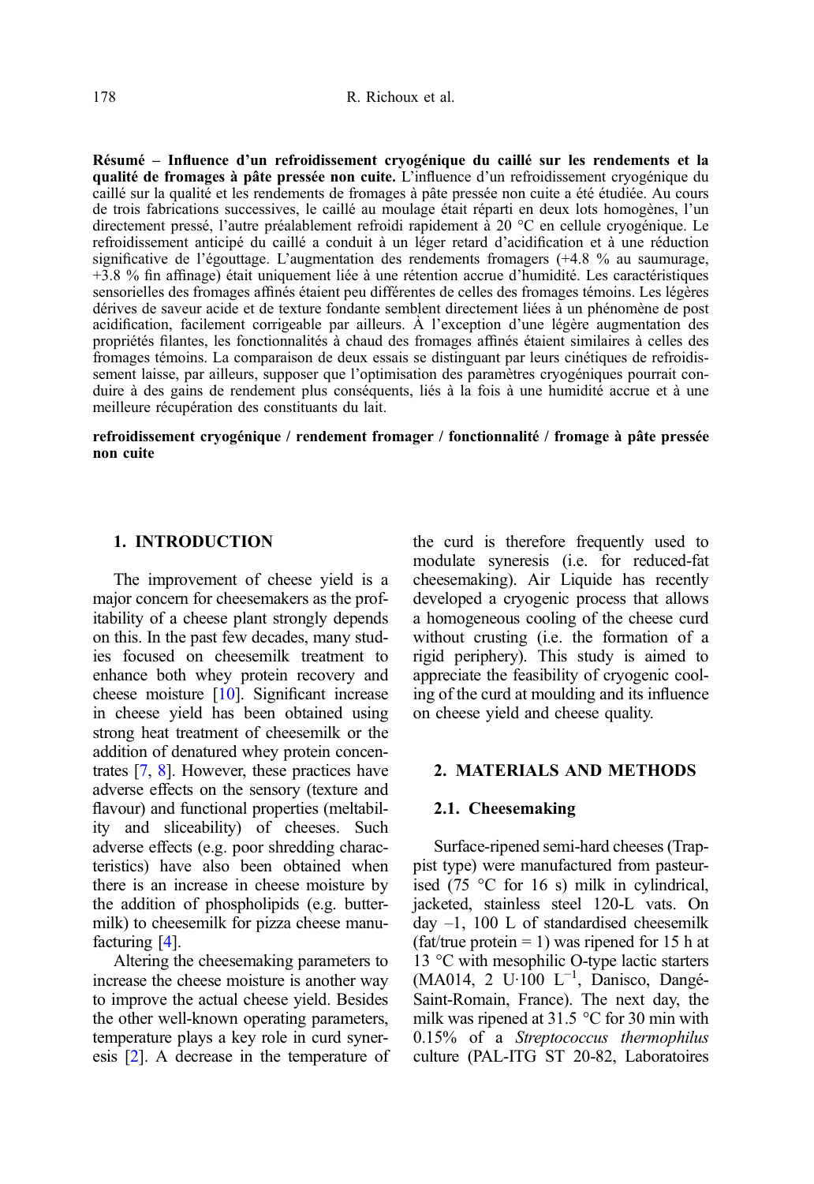**Résumé – Influence d'un refroidissement cryogénique du caillé sur les rendements et la qualité de fromages à pâte pressée non cuite.** L'influence d'un refroidissement cryogénique du caillé sur la qualité et les rendements de fromages à pâte pressée non cuite a été étudiée. Au cours de trois fabrications successives, le caillé au moulage était réparti en deux lots homogènes, l'un directement pressé, l'autre préalablement refroidi rapidement à 20 °C en cellule cryogénique. Le refroidissement anticipé du caillé a conduit à un léger retard d'acidification et à une réduction significative de l'égouttage. L'augmentation des rendements fromagers (+4.8 % au saumurage, +3.8 % fin affinage) était uniquement liée à une rétention accrue d'humidité. Les caractéristiques sensorielles des fromages affinés étaient peu différentes de celles des fromages témoins. Les légères dérives de saveur acide et de texture fondante semblent directement liées à un phénomène de post acidification, facilement corrigeable par ailleurs. À l'exception d'une légère augmentation des propriétés filantes, les fonctionnalités à chaud des fromages affinés étaient similaires à celles des fromages témoins. La comparaison de deux essais se distinguant par leurs cinétiques de refroidissement laisse, par ailleurs, supposer que l'optimisation des paramètres cryogéniques pourrait conduire à des gains de rendement plus conséquents, liés à la fois à une humidité accrue et à une meilleure récupération des constituants du lait.

**refroidissement cryogénique / rendement fromager / fonctionnalité / fromage à pâte pressée non cuite**

## 1. INTRODUCTION

The improvement of cheese yield is a major concern for cheesemakers as the profitability of a cheese plant strongly depends on this. In the past few decades, many studies focused on cheesemilk treatment to enhance both whey protein recovery and cheese moisture [10]. Significant increase in cheese yield has been obtained using strong heat treatment of cheesemilk or the addition of denatured whey protein concentrates [7, 8]. However, these practices have adverse effects on the sensory (texture and flavour) and functional properties (meltability and sliceability) of cheeses. Such adverse effects (e.g. poor shredding characteristics) have also been obtained when there is an increase in cheese moisture by the addition of phospholipids (e.g. buttermilk) to cheesemilk for pizza cheese manufacturing [4].

Altering the cheesemaking parameters to increase the cheese moisture is another way to improve the actual cheese yield. Besides the other well-known operating parameters, temperature plays a key role in curd syneresis [2]. A decrease in the temperature of the curd is therefore frequently used to modulate syneresis (i.e. for reduced-fat cheesemaking). Air Liquide has recently developed a cryogenic process that allows a homogeneous cooling of the cheese curd without crusting (i.e. the formation of a rigid periphery). This study is aimed to appreciate the feasibility of cryogenic cooling of the curd at moulding and its influence on cheese yield and cheese quality.

## 2. MATERIALS AND METHODS

### 2.1. Cheesemaking

Surface-ripened semi-hard cheeses (Trappist type) were manufactured from pasteurised (75 °C for 16 s) milk in cylindrical, jacketed, stainless steel 120-L vats. On day –1, 100 L of standardised cheesemilk (fat/true protein = 1) was ripened for 15 h at 13 °C with mesophilic O-type lactic starters (MA014, 2 U·100 $L^{-1}$, Danisco, Dangé-Saint-Romain, France). The next day, the milk was ripened at 31.5 °C for 30 min with 0.15% of a *Streptococcus thermophilus* culture (PAL-ITG ST 20-82, Laboratoires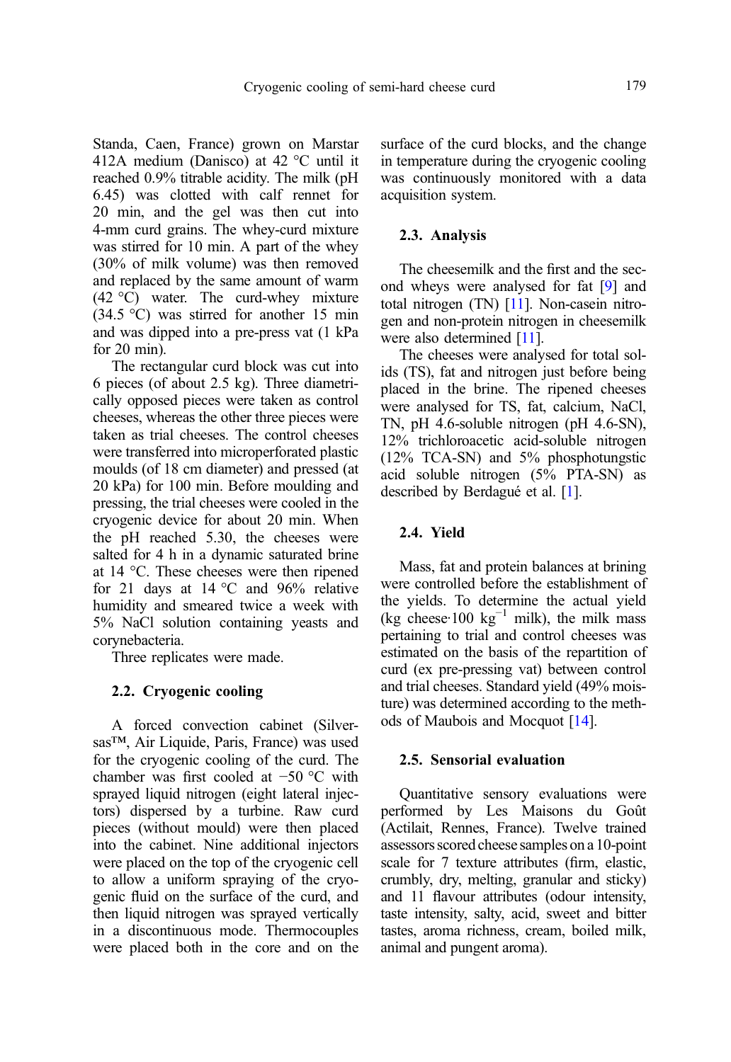Standa, Caen, France) grown on Marstar 412A medium (Danisco) at 42 °C until it reached 0.9% titrable acidity. The milk (pH 6.45) was clotted with calf rennet for 20 min, and the gel was then cut into 4-mm curd grains. The whey-curd mixture was stirred for 10 min. A part of the whey (30% of milk volume) was then removed and replaced by the same amount of warm (42 °C) water. The curd-whey mixture (34.5 °C) was stirred for another 15 min and was dipped into a pre-press vat (1 kPa for 20 min).

The rectangular curd block was cut into 6 pieces (of about 2.5 kg). Three diametrically opposed pieces were taken as control cheeses, whereas the other three pieces were taken as trial cheeses. The control cheeses were transferred into microperforated plastic moulds (of 18 cm diameter) and pressed (at 20 kPa) for 100 min. Before moulding and pressing, the trial cheeses were cooled in the cryogenic device for about 20 min. When the pH reached 5.30, the cheeses were salted for 4 h in a dynamic saturated brine at 14 °C. These cheeses were then ripened for 21 days at 14 °C and 96% relative humidity and smeared twice a week with 5% NaCl solution containing yeasts and corynebacteria.

Three replicates were made.

### 2.2. Cryogenic cooling

A forced convection cabinet (Silversas™, Air Liquide, Paris, France) was used for the cryogenic cooling of the curd. The chamber was first cooled at −50 °C with sprayed liquid nitrogen (eight lateral injectors) dispersed by a turbine. Raw curd pieces (without mould) were then placed into the cabinet. Nine additional injectors were placed on the top of the cryogenic cell to allow a uniform spraying of the cryogenic fluid on the surface of the curd, and then liquid nitrogen was sprayed vertically in a discontinuous mode. Thermocouples were placed both in the core and on the surface of the curd blocks, and the change in temperature during the cryogenic cooling was continuously monitored with a data acquisition system.

### 2.3. Analysis

The cheesemilk and the first and the second wheys were analysed for fat [9] and total nitrogen (TN) [11]. Non-casein nitrogen and non-protein nitrogen in cheesemilk were also determined [11].

The cheeses were analysed for total solids (TS), fat and nitrogen just before being placed in the brine. The ripened cheeses were analysed for TS, fat, calcium, NaCl, TN, pH 4.6-soluble nitrogen (pH 4.6-SN), 12% trichloroacetic acid-soluble nitrogen (12% TCA-SN) and 5% phosphotungstic acid soluble nitrogen (5% PTA-SN) as described by Berdagué et al. [1].

### 2.4. Yield

Mass, fat and protein balances at brining were controlled before the establishment of the yields. To determine the actual yield (kg cheese·100 $kg^{-1}$ milk), the milk mass pertaining to trial and control cheeses was estimated on the basis of the repartition of curd (ex pre-pressing vat) between control and trial cheeses. Standard yield (49% moisture) was determined according to the methods of Maubois and Mocquot [14].

### 2.5. Sensorial evaluation

Quantitative sensory evaluations were performed by Les Maisons du Goût (Actilait, Rennes, France). Twelve trained assessors scored cheese samples on a 10-point scale for 7 texture attributes (firm, elastic, crumbly, dry, melting, granular and sticky) and 11 flavour attributes (odour intensity, taste intensity, salty, acid, sweet and bitter tastes, aroma richness, cream, boiled milk, animal and pungent aroma).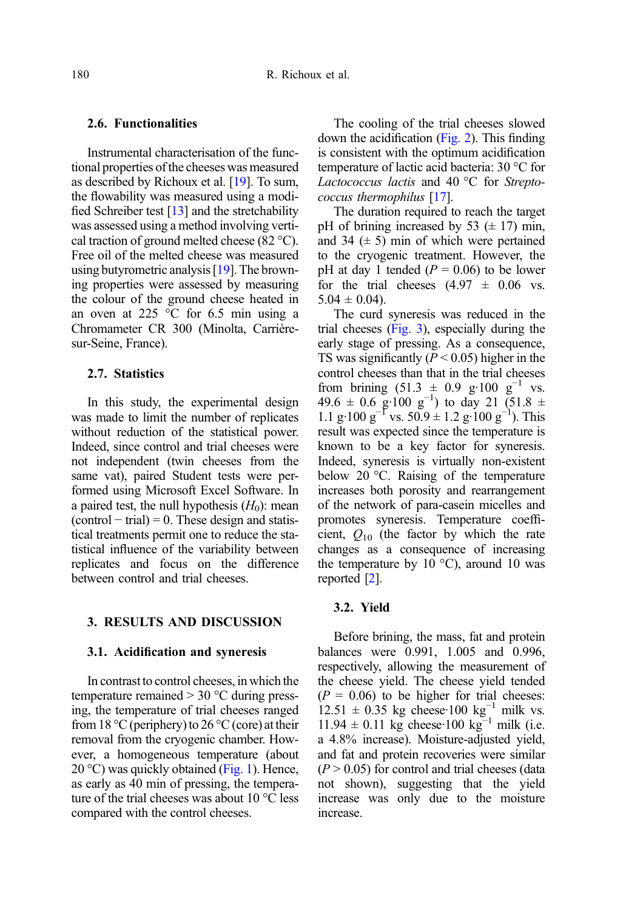### 2.6. Functionalities

Instrumental characterisation of the functional properties of the cheeses was measured as described by Richoux et al. [19]. To sum, the flowability was measured using a modified Schreiber test [13] and the stretchability was assessed using a method involving vertical traction of ground melted cheese (82 °C). Free oil of the melted cheese was measured using butyrometric analysis [19]. The browning properties were assessed by measuring the colour of the ground cheese heated in an oven at 225 °C for 6.5 min using a Chromameter CR 300 (Minolta, Carrière-sur-Seine, France).

### 2.7. Statistics

In this study, the experimental design was made to limit the number of replicates without reduction of the statistical power. Indeed, since control and trial cheeses were not independent (twin cheeses from the same vat), paired Student tests were performed using Microsoft Excel Software. In a paired test, the null hypothesis ($H_0$): mean (control − trial) = 0. These design and statistical treatments permit one to reduce the statistical influence of the variability between replicates and focus on the difference between control and trial cheeses.

## 3. RESULTS AND DISCUSSION

### 3.1. Acidification and syneresis

In contrast to control cheeses, in which the temperature remained > 30 °C during pressing, the temperature of trial cheeses ranged from 18 °C (periphery) to 26 °C (core) at their removal from the cryogenic chamber. However, a homogeneous temperature (about 20 °C) was quickly obtained (Fig. 1). Hence, as early as 40 min of pressing, the temperature of the trial cheeses was about 10 °C less compared with the control cheeses.

The cooling of the trial cheeses slowed down the acidification (Fig. 2). This finding is consistent with the optimum acidification temperature of lactic acid bacteria: 30 °C for *Lactococcus lactis* and 40 °C for *Streptococcus thermophilus* [17].

The duration required to reach the target pH of brining increased by 53 (± 17) min, and 34 (± 5) min of which were pertained to the cryogenic treatment. However, the pH at day 1 tended ($P = 0.06$) to be lower for the trial cheeses (4.97 ± 0.06 vs. 5.04 ± 0.04).

The curd syneresis was reduced in the trial cheeses (Fig. 3), especially during the early stage of pressing. As a consequence, TS was significantly ($P < 0.05$) higher in the control cheeses than that in the trial cheeses from brining (51.3 ± 0.9 g·100 $g^{-1}$ vs. 49.6 ± 0.6 g·100 $g^{-1}$) to day 21 (51.8 ± 1.1 g·100 $g^{-1}$ vs. 50.9 ± 1.2 g·100 $g^{-1}$). This result was expected since the temperature is known to be a key factor for syneresis. Indeed, syneresis is virtually non-existent below 20 °C. Raising of the temperature increases both porosity and rearrangement of the network of para-casein micelles and promotes syneresis. Temperature coefficient, $Q_{10}$ (the factor by which the rate changes as a consequence of increasing the temperature by 10 °C), around 10 was reported [2].

### 3.2. Yield

Before brining, the mass, fat and protein balances were 0.991, 1.005 and 0.996, respectively, allowing the measurement of the cheese yield. The cheese yield tended ($P = 0.06$) to be higher for trial cheeses: 12.51 ± 0.35 kg cheese·100 $kg^{-1}$ milk vs. 11.94 ± 0.11 kg cheese·100 $kg^{-1}$ milk (i.e. a 4.8% increase). Moisture-adjusted yield, and fat and protein recoveries were similar ($P > 0.05$) for control and trial cheeses (data not shown), suggesting that the yield increase was only due to the moisture increase.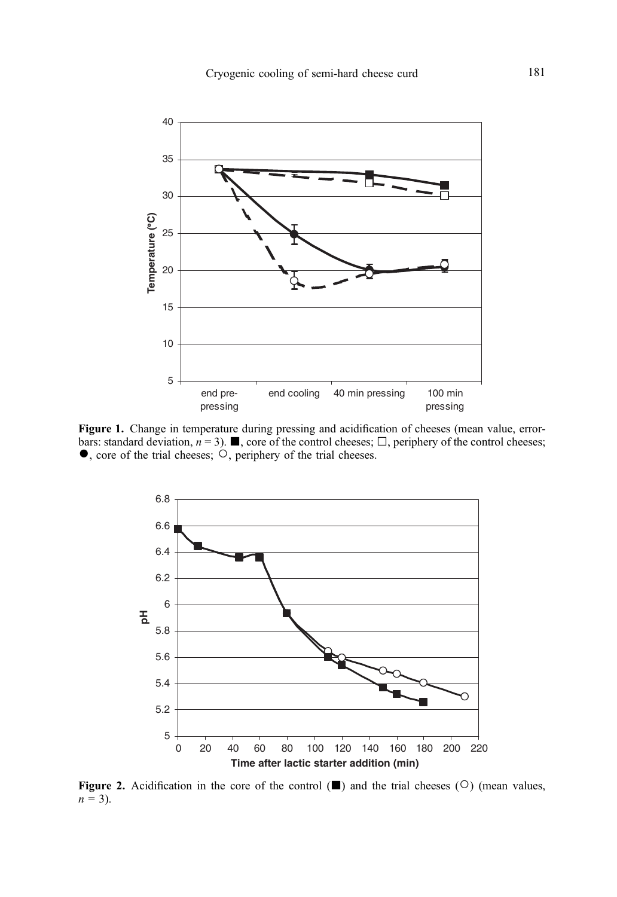**Figure 1.** Change in temperature during pressing and acidification of cheeses (mean value, error-bars: standard deviation, $n = 3$). ■, core of the control cheeses; □, periphery of the control cheeses; ●, core of the trial cheeses; ○, periphery of the trial cheeses.

**Figure 2.** Acidification in the core of the control (■) and the trial cheeses (○) (mean values, $n = 3$).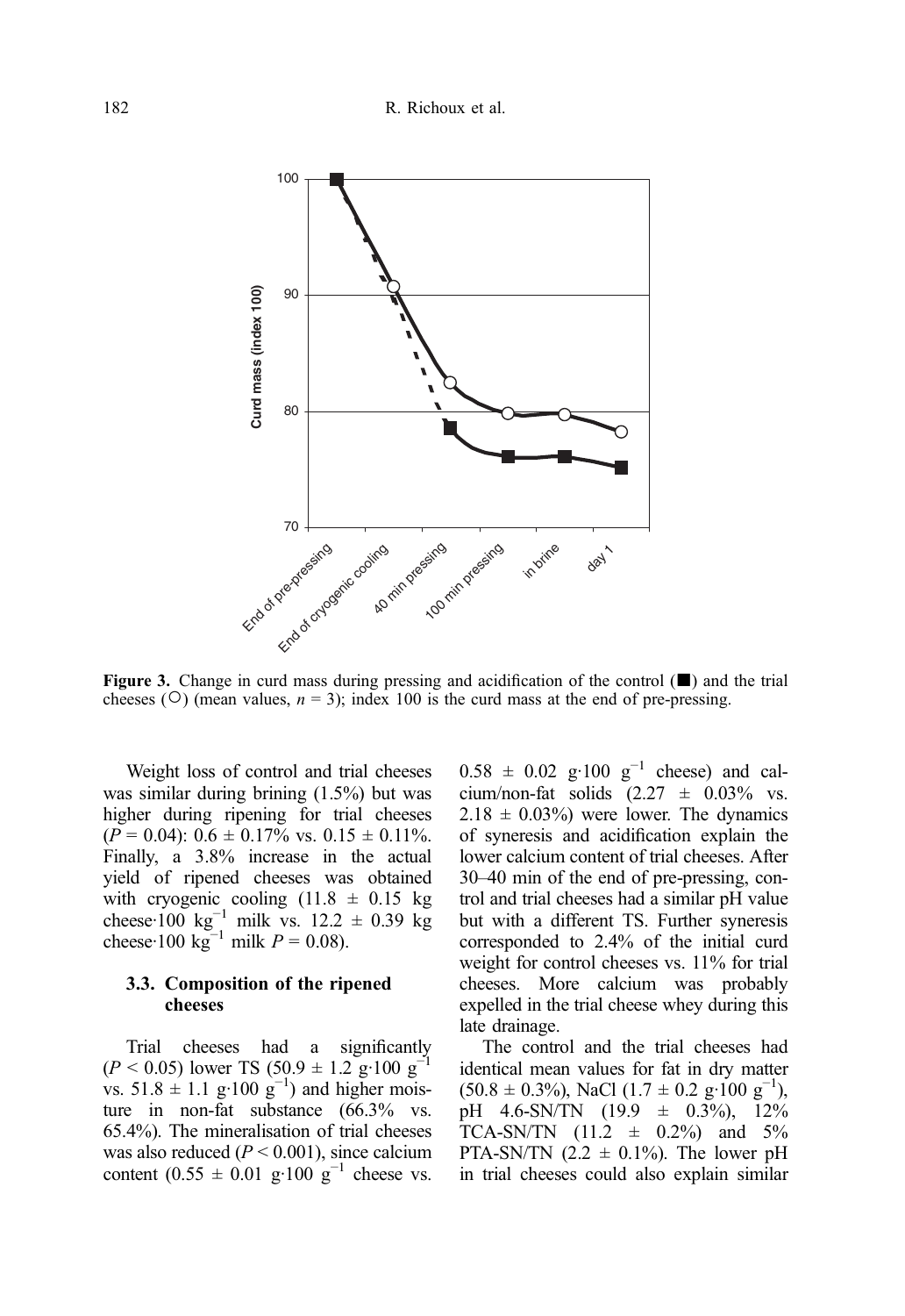Figure 3. Change in curd mass during pressing and acidification of the control (■) and the trial cheeses (○) (mean values, $n = 3$); index 100 is the curd mass at the end of pre-pressing.

Weight loss of control and trial cheeses was similar during brining (1.5%) but was higher during ripening for trial cheeses ($P = 0.04$): 0.6 ± 0.17% vs. 0.15 ± 0.11%. Finally, a 3.8% increase in the actual yield of ripened cheeses was obtained with cryogenic cooling (11.8 ± 0.15 kg cheese·100 $kg^{-1}$ milk vs. 12.2 ± 0.39 kg cheese·100 $kg^{-1}$ milk $P = 0.08$).

### 3.3. Composition of the ripened cheeses

Trial cheeses had a significantly ($P < 0.05$) lower TS (50.9 ± 1.2 g·100 $g^{-1}$ vs. 51.8 ± 1.1 g·100 $g^{-1}$) and higher moisture in non-fat substance (66.3% vs. 65.4%). The mineralisation of trial cheeses was also reduced ($P < 0.001$), since calcium content (0.55 ± 0.01 g·100 $g^{-1}$ cheese vs. 0.58 ± 0.02 g·100 $g^{-1}$ cheese) and calcium/non-fat solids (2.27 ± 0.03% vs. 2.18 ± 0.03%) were lower. The dynamics of syneresis and acidification explain the lower calcium content of trial cheeses. After 30–40 min of the end of pre-pressing, control and trial cheeses had a similar pH value but with a different TS. Further syneresis corresponded to 2.4% of the initial curd weight for control cheeses vs. 11% for trial cheeses. More calcium was probably expelled in the trial cheese whey during this late drainage.

The control and the trial cheeses had identical mean values for fat in dry matter (50.8 ± 0.3%), NaCl (1.7 ± 0.2 g·100 $g^{-1}$), pH 4.6-SN/TN (19.9 ± 0.3%), 12% TCA-SN/TN (11.2 ± 0.2%) and 5% PTA-SN/TN (2.2 ± 0.1%). The lower pH in trial cheeses could also explain similar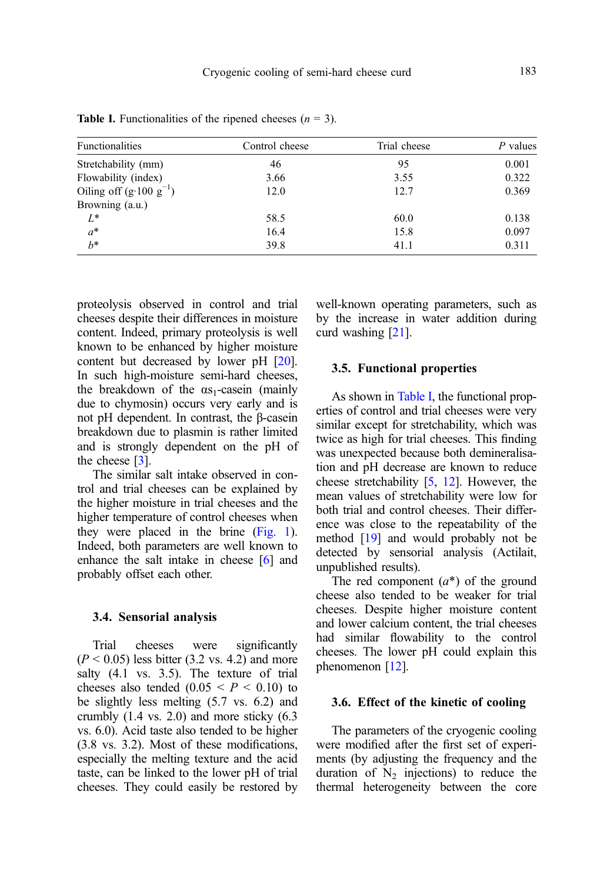**Table I.** Functionalities of the ripened cheeses ($n$ = 3).

| Functionalities | Control cheese | Trial cheese | $P$ values |
|---|---|---|---|
| Stretchability (mm) | 46 | 95 | 0.001 |
| Flowability (index) | 3.66 | 3.55 | 0.322 |
| Oiling off ($g \cdot 100\ g^{-1}$) | 12.0 | 12.7 | 0.369 |
| Browning (a.u.) | | | |
| $L^*$ | 58.5 | 60.0 | 0.138 |
| $a^*$ | 16.4 | 15.8 | 0.097 |
| $b^*$ | 39.8 | 41.1 | 0.311 |

proteolysis observed in control and trial cheeses despite their differences in moisture content. Indeed, primary proteolysis is well known to be enhanced by higher moisture content but decreased by lower pH [20]. In such high-moisture semi-hard cheeses, the breakdown of the $\alpha s_1$-casein (mainly due to chymosin) occurs very early and is not pH dependent. In contrast, the β-casein breakdown due to plasmin is rather limited and is strongly dependent on the pH of the cheese [3].

The similar salt intake observed in control and trial cheeses can be explained by the higher moisture in trial cheeses and the higher temperature of control cheeses when they were placed in the brine (Fig. 1). Indeed, both parameters are well known to enhance the salt intake in cheese [6] and probably offset each other.

### 3.4. Sensorial analysis

Trial cheeses were significantly ($P < 0.05$) less bitter (3.2 vs. 4.2) and more salty (4.1 vs. 3.5). The texture of trial cheeses also tended ($0.05 < P < 0.10$) to be slightly less melting (5.7 vs. 6.2) and crumbly (1.4 vs. 2.0) and more sticky (6.3 vs. 6.0). Acid taste also tended to be higher (3.8 vs. 3.2). Most of these modifications, especially the melting texture and the acid taste, can be linked to the lower pH of trial cheeses. They could easily be restored by well-known operating parameters, such as by the increase in water addition during curd washing [21].

### 3.5. Functional properties

As shown in Table I, the functional properties of control and trial cheeses were very similar except for stretchability, which was twice as high for trial cheeses. This finding was unexpected because both demineralisation and pH decrease are known to reduce cheese stretchability [5, 12]. However, the mean values of stretchability were low for both trial and control cheeses. Their difference was close to the repeatability of the method [19] and would probably not be detected by sensorial analysis (Actilait, unpublished results).

The red component ($a^*$) of the ground cheese also tended to be weaker for trial cheeses. Despite higher moisture content and lower calcium content, the trial cheeses had similar flowability to the control cheeses. The lower pH could explain this phenomenon [12].

### 3.6. Effect of the kinetic of cooling

The parameters of the cryogenic cooling were modified after the first set of experiments (by adjusting the frequency and the duration of $N_2$ injections) to reduce the thermal heterogeneity between the core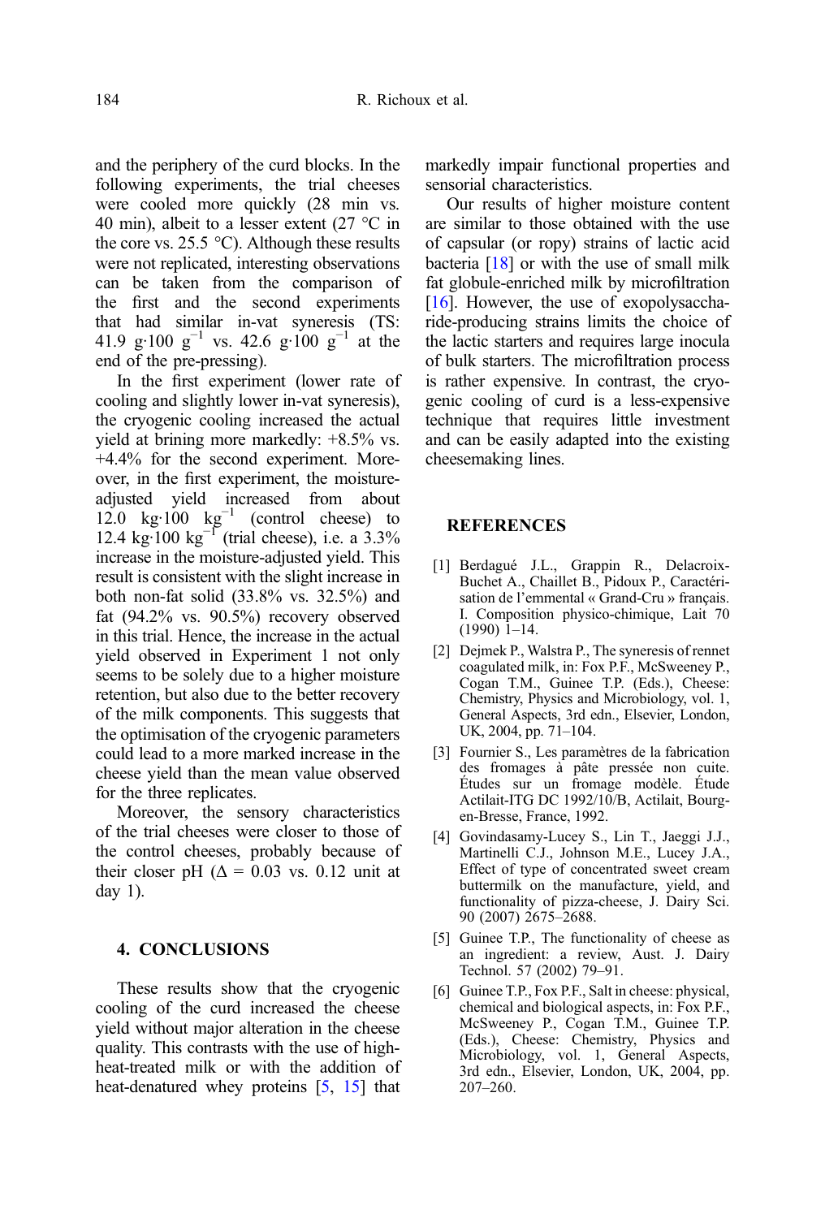and the periphery of the curd blocks. In the following experiments, the trial cheeses were cooled more quickly (28 min vs. 40 min), albeit to a lesser extent (27 °C in the core vs. 25.5 °C). Although these results were not replicated, interesting observations can be taken from the comparison of the first and the second experiments that had similar in-vat syneresis (TS: 41.9 $g \cdot 100\ g^{-1}$ vs. 42.6 $g \cdot 100\ g^{-1}$ at the end of the pre-pressing).

In the first experiment (lower rate of cooling and slightly lower in-vat syneresis), the cryogenic cooling increased the actual yield at brining more markedly: +8.5% vs. +4.4% for the second experiment. Moreover, in the first experiment, the moisture-adjusted yield increased from about 12.0 $kg \cdot 100\ kg^{-1}$ (control cheese) to 12.4 $kg \cdot 100\ kg^{-1}$ (trial cheese), i.e. a 3.3% increase in the moisture-adjusted yield. This result is consistent with the slight increase in both non-fat solid (33.8% vs. 32.5%) and fat (94.2% vs. 90.5%) recovery observed in this trial. Hence, the increase in the actual yield observed in Experiment 1 not only seems to be solely due to a higher moisture retention, but also due to the better recovery of the milk components. This suggests that the optimisation of the cryogenic parameters could lead to a more marked increase in the cheese yield than the mean value observed for the three replicates.

Moreover, the sensory characteristics of the trial cheeses were closer to those of the control cheeses, probably because of their closer pH ($\Delta$ = 0.03 vs. 0.12 unit at day 1).

## 4. CONCLUSIONS

These results show that the cryogenic cooling of the curd increased the cheese yield without major alteration in the cheese quality. This contrasts with the use of high-heat-treated milk or with the addition of heat-denatured whey proteins [5, 15] that markedly impair functional properties and sensorial characteristics.

Our results of higher moisture content are similar to those obtained with the use of capsular (or ropy) strains of lactic acid bacteria [18] or with the use of small milk fat globule-enriched milk by microfiltration [16]. However, the use of exopolysaccharide-producing strains limits the choice of the lactic starters and requires large inocula of bulk starters. The microfiltration process is rather expensive. In contrast, the cryogenic cooling of curd is a less-expensive technique that requires little investment and can be easily adapted into the existing cheesemaking lines.

## REFERENCES

[1] Berdagué J.L., Grappin R., Delacroix-Buchet A., Chaillet B., Pidoux P., Caractérisation de l'emmental « Grand-Cru » français. I. Composition physico-chimique, Lait 70 (1990) 1–14.

[2] Dejmek P., Walstra P., The syneresis of rennet coagulated milk, in: Fox P.F., McSweeney P., Cogan T.M., Guinee T.P. (Eds.), Cheese: Chemistry, Physics and Microbiology, vol. 1, General Aspects, 3rd edn., Elsevier, London, UK, 2004, pp. 71–104.

[3] Fournier S., Les paramètres de la fabrication des fromages à pâte pressée non cuite. Études sur un fromage modèle. Étude Actilait-ITG DC 1992/10/B, Actilait, Bourg-en-Bresse, France, 1992.

[4] Govindasamy-Lucey S., Lin T., Jaeggi J.J., Martinelli C.J., Johnson M.E., Lucey J.A., Effect of type of concentrated sweet cream buttermilk on the manufacture, yield, and functionality of pizza-cheese, J. Dairy Sci. 90 (2007) 2675–2688.

[5] Guinee T.P., The functionality of cheese as an ingredient: a review, Aust. J. Dairy Technol. 57 (2002) 79–91.

[6] Guinee T.P., Fox P.F., Salt in cheese: physical, chemical and biological aspects, in: Fox P.F., McSweeney P., Cogan T.M., Guinee T.P. (Eds.), Cheese: Chemistry, Physics and Microbiology, vol. 1, General Aspects, 3rd edn., Elsevier, London, UK, 2004, pp. 207–260.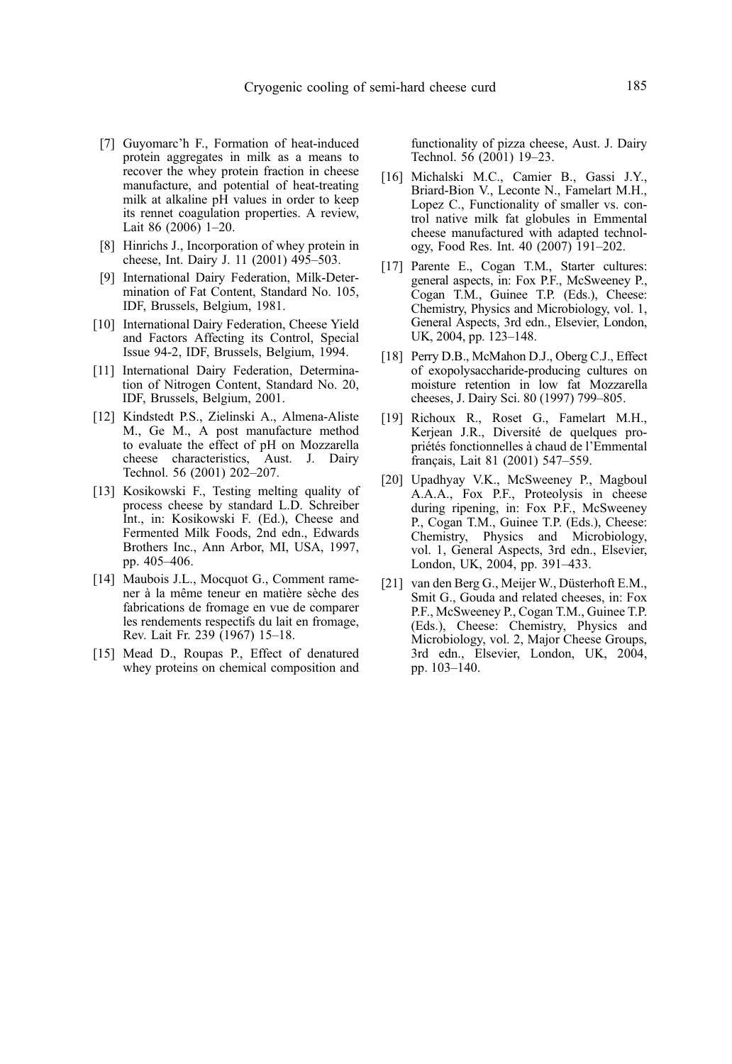[7] Guyomarc'h F., Formation of heat-induced protein aggregates in milk as a means to recover the whey protein fraction in cheese manufacture, and potential of heat-treating milk at alkaline pH values in order to keep its rennet coagulation properties. A review, Lait 86 (2006) 1–20.

[8] Hinrichs J., Incorporation of whey protein in cheese, Int. Dairy J. 11 (2001) 495–503.

[9] International Dairy Federation, Milk-Determination of Fat Content, Standard No. 105, IDF, Brussels, Belgium, 1981.

[10] International Dairy Federation, Cheese Yield and Factors Affecting its Control, Special Issue 94-2, IDF, Brussels, Belgium, 1994.

[11] International Dairy Federation, Determination of Nitrogen Content, Standard No. 20, IDF, Brussels, Belgium, 2001.

[12] Kindstedt P.S., Zielinski A., Almena-Aliste M., Ge M., A post manufacture method to evaluate the effect of pH on Mozzarella cheese characteristics, Aust. J. Dairy Technol. 56 (2001) 202–207.

[13] Kosikowski F., Testing melting quality of process cheese by standard L.D. Schreiber Int., in: Kosikowski F. (Ed.), Cheese and Fermented Milk Foods, 2nd edn., Edwards Brothers Inc., Ann Arbor, MI, USA, 1997, pp. 405–406.

[14] Maubois J.L., Mocquot G., Comment ramener à la même teneur en matière sèche des fabrications de fromage en vue de comparer les rendements respectifs du lait en fromage, Rev. Lait Fr. 239 (1967) 15–18.

[15] Mead D., Roupas P., Effect of denatured whey proteins on chemical composition and functionality of pizza cheese, Aust. J. Dairy Technol. 56 (2001) 19–23.

[16] Michalski M.C., Camier B., Gassi J.Y., Briard-Bion V., Leconte N., Famelart M.H., Lopez C., Functionality of smaller vs. control native milk fat globules in Emmental cheese manufactured with adapted technology, Food Res. Int. 40 (2007) 191–202.

[17] Parente E., Cogan T.M., Starter cultures: general aspects, in: Fox P.F., McSweeney P., Cogan T.M., Guinee T.P. (Eds.), Cheese: Chemistry, Physics and Microbiology, vol. 1, General Aspects, 3rd edn., Elsevier, London, UK, 2004, pp. 123–148.

[18] Perry D.B., McMahon D.J., Oberg C.J., Effect of exopolysaccharide-producing cultures on moisture retention in low fat Mozzarella cheeses, J. Dairy Sci. 80 (1997) 799–805.

[19] Richoux R., Roset G., Famelart M.H., Kerjean J.R., Diversité de quelques propriétés fonctionnelles à chaud de l'Emmental français, Lait 81 (2001) 547–559.

[20] Upadhyay V.K., McSweeney P., Magboul A.A.A., Fox P.F., Proteolysis in cheese during ripening, in: Fox P.F., McSweeney P., Cogan T.M., Guinee T.P. (Eds.), Cheese: Chemistry, Physics and Microbiology, vol. 1, General Aspects, 3rd edn., Elsevier, London, UK, 2004, pp. 391–433.

[21] van den Berg G., Meijer W., Düsterhoft E.M., Smit G., Gouda and related cheeses, in: Fox P.F., McSweeney P., Cogan T.M., Guinee T.P. (Eds.), Cheese: Chemistry, Physics and Microbiology, vol. 2, Major Cheese Groups, 3rd edn., Elsevier, London, UK, 2004, pp. 103–140.